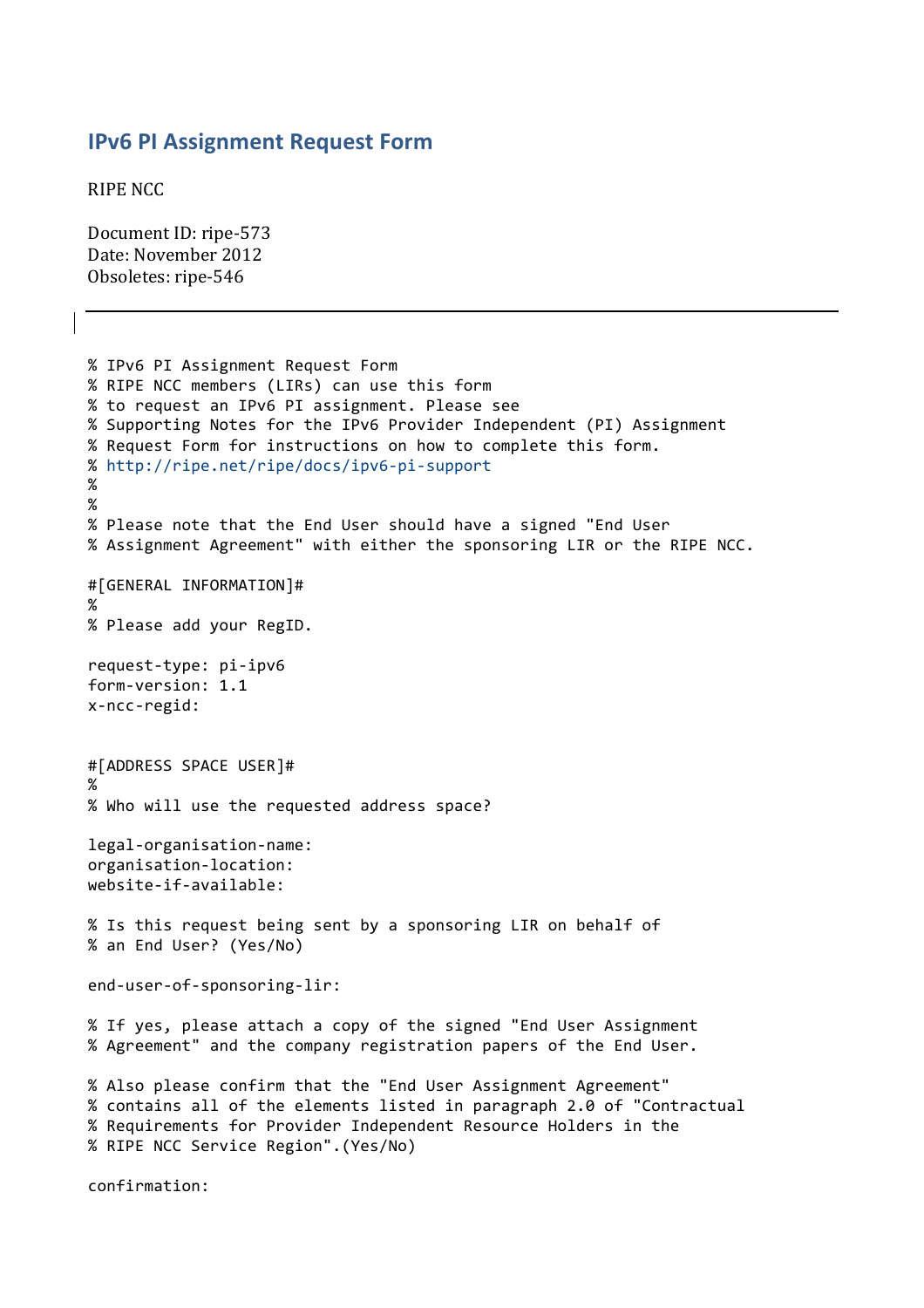# IPv6 PI Assignment Request Form

RIPE NCC

Document ID: ripe-573
Date: November 2012
Obsoletes: ripe-546

---

```
% IPv6 PI Assignment Request Form
% RIPE NCC members (LIRs) can use this form
% to request an IPv6 PI assignment. Please see
% Supporting Notes for the IPv6 Provider Independent (PI) Assignment
% Request Form for instructions on how to complete this form.
% http://ripe.net/ripe/docs/ipv6-pi-support
%
%
% Please note that the End User should have a signed "End User
% Assignment Agreement" with either the sponsoring LIR or the RIPE NCC.

#[GENERAL INFORMATION]#
%
% Please add your RegID.

request-type: pi-ipv6
form-version: 1.1
x-ncc-regid:


#[ADDRESS SPACE USER]#
%
% Who will use the requested address space?

legal-organisation-name:
organisation-location:
website-if-available:

% Is this request being sent by a sponsoring LIR on behalf of
% an End User? (Yes/No)

end-user-of-sponsoring-lir:

% If yes, please attach a copy of the signed "End User Assignment
% Agreement" and the company registration papers of the End User.

% Also please confirm that the "End User Assignment Agreement"
% contains all of the elements listed in paragraph 2.0 of "Contractual
% Requirements for Provider Independent Resource Holders in the
% RIPE NCC Service Region".(Yes/No)

confirmation:
```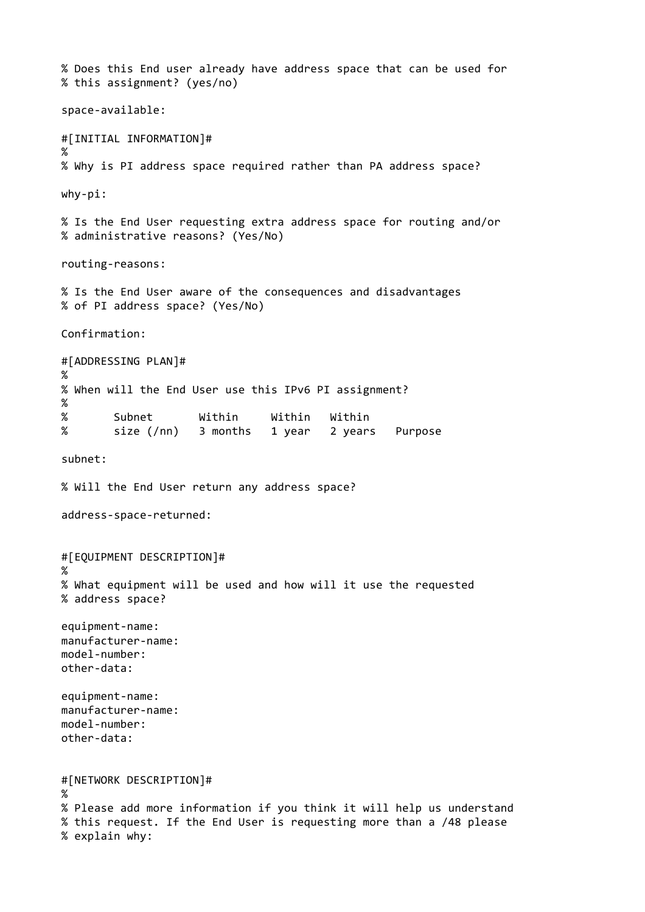```
% Does this End user already have address space that can be used for
% this assignment? (yes/no)

space-available:

#[INITIAL INFORMATION]#
%
% Why is PI address space required rather than PA address space?

why-pi:

% Is the End User requesting extra address space for routing and/or
% administrative reasons? (Yes/No)

routing-reasons:

% Is the End User aware of the consequences and disadvantages
% of PI address space? (Yes/No)

Confirmation:

#[ADDRESSING PLAN]#
%
% When will the End User use this IPv6 PI assignment?
%
%       Subnet       Within     Within   Within
%       size (/nn)   3 months   1 year   2 years   Purpose

subnet:

% Will the End User return any address space?

address-space-returned:


#[EQUIPMENT DESCRIPTION]#
%
% What equipment will be used and how will it use the requested
% address space?

equipment-name:
manufacturer-name:
model-number:
other-data:

equipment-name:
manufacturer-name:
model-number:
other-data:


#[NETWORK DESCRIPTION]#
%
% Please add more information if you think it will help us understand
% this request. If the End User is requesting more than a /48 please
% explain why:
```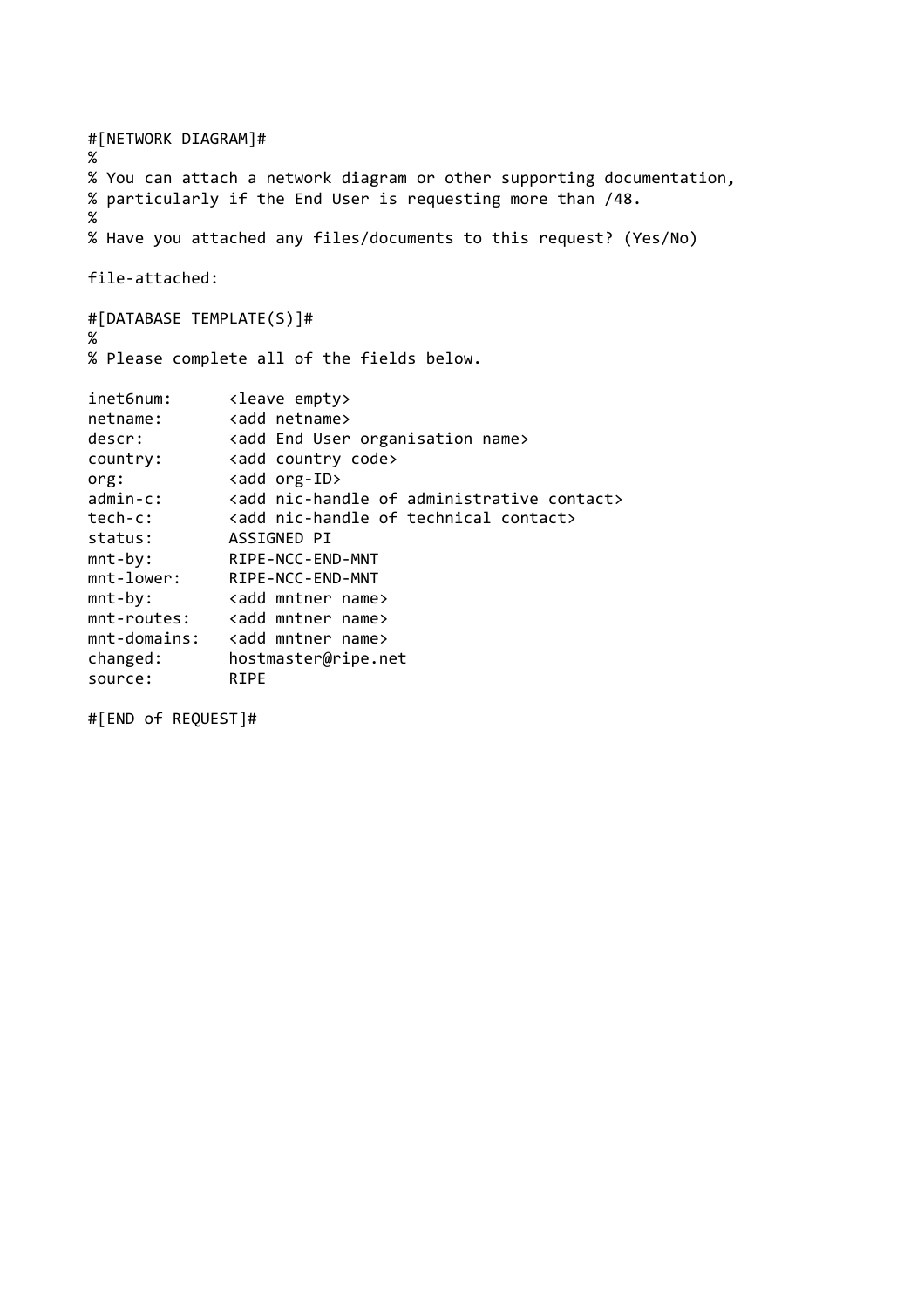```
#[NETWORK DIAGRAM]#
%
% You can attach a network diagram or other supporting documentation,
% particularly if the End User is requesting more than /48.
%
% Have you attached any files/documents to this request? (Yes/No)

file-attached:

#[DATABASE TEMPLATE(S)]#
%
% Please complete all of the fields below.

inet6num:      <leave empty>
netname:       <add netname>
descr:         <add End User organisation name>
country:       <add country code>
org:           <add org-ID>
admin-c:       <add nic-handle of administrative contact>
tech-c:        <add nic-handle of technical contact>
status:        ASSIGNED PI
mnt-by:        RIPE-NCC-END-MNT
mnt-lower:     RIPE-NCC-END-MNT
mnt-by:        <add mntner name>
mnt-routes:    <add mntner name>
mnt-domains:   <add mntner name>
changed:       hostmaster@ripe.net
source:        RIPE

#[END of REQUEST]#
```